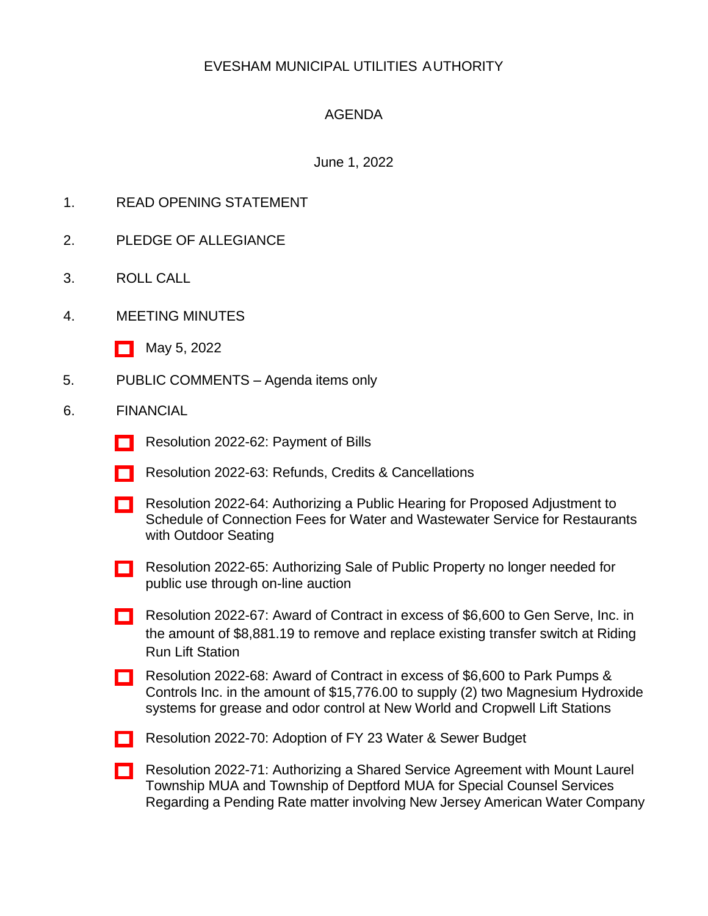# EVESHAM MUNICIPAL UTILITIES AUTHORITY

## AGENDA

June 1, 2022

1. READ OPENING STATEMENT
2. PLEDGE OF ALLEGIANCE
3. ROLL CALL
4. MEETING MINUTES
   - May 5, 2022
5. PUBLIC COMMENTS – Agenda items only
6. FINANCIAL
   - Resolution 2022-62: Payment of Bills
   - Resolution 2022-63: Refunds, Credits & Cancellations
   - Resolution 2022-64: Authorizing a Public Hearing for Proposed Adjustment to Schedule of Connection Fees for Water and Wastewater Service for Restaurants with Outdoor Seating
   - Resolution 2022-65: Authorizing Sale of Public Property no longer needed for public use through on-line auction
   - Resolution 2022-67: Award of Contract in excess of $6,600 to Gen Serve, Inc. in the amount of $8,881.19 to remove and replace existing transfer switch at Riding Run Lift Station
   - Resolution 2022-68: Award of Contract in excess of $6,600 to Park Pumps & Controls Inc. in the amount of $15,776.00 to supply (2) two Magnesium Hydroxide systems for grease and odor control at New World and Cropwell Lift Stations
   - Resolution 2022-70: Adoption of FY 23 Water & Sewer Budget
   - Resolution 2022-71: Authorizing a Shared Service Agreement with Mount Laurel Township MUA and Township of Deptford MUA for Special Counsel Services Regarding a Pending Rate matter involving New Jersey American Water Company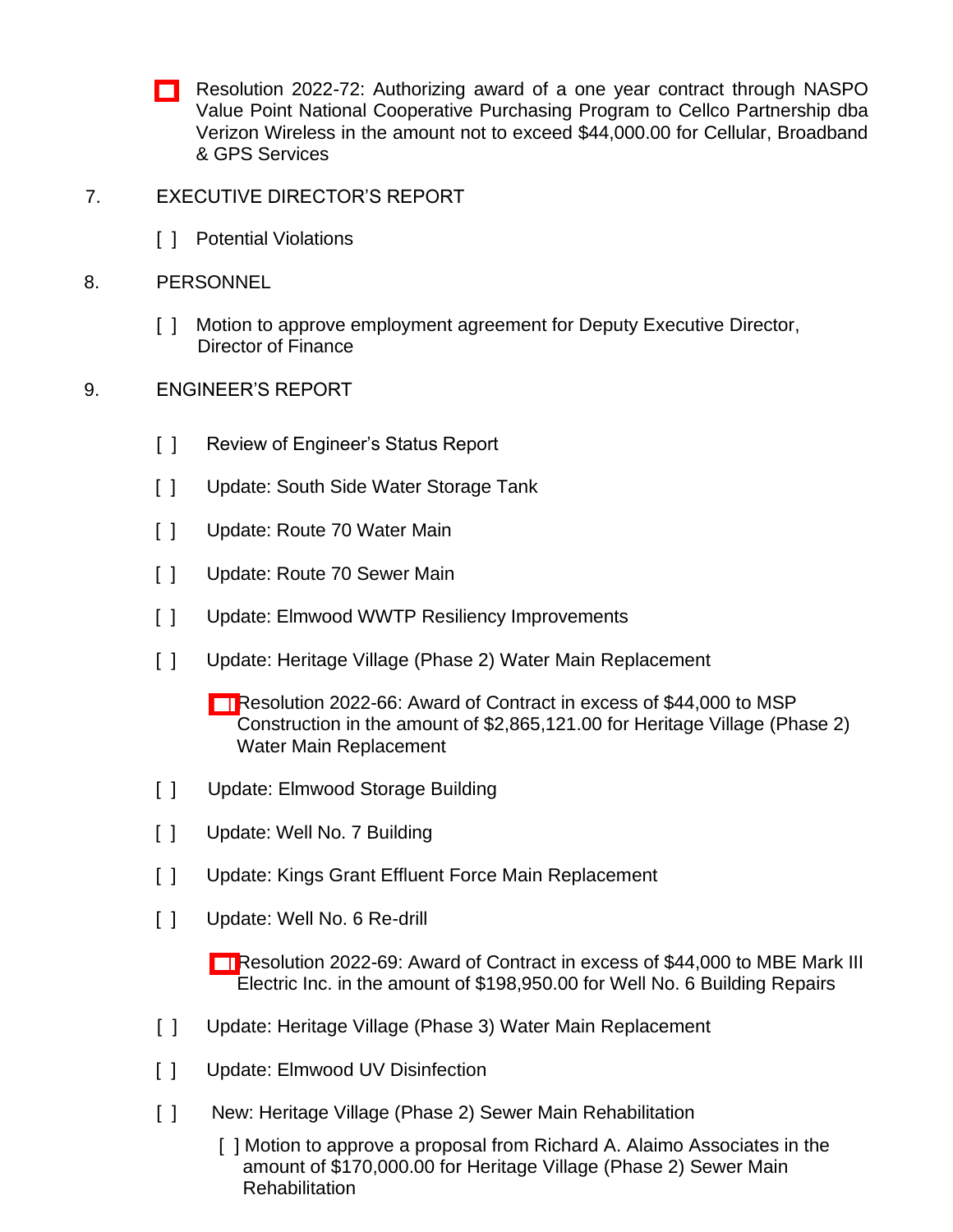[ ] Resolution 2022-72: Authorizing award of a one year contract through NASPO Value Point National Cooperative Purchasing Program to Cellco Partnership dba Verizon Wireless in the amount not to exceed $44,000.00 for Cellular, Broadband & GPS Services

7. EXECUTIVE DIRECTOR'S REPORT

   [ ] Potential Violations

8. PERSONNEL

   [ ] Motion to approve employment agreement for Deputy Executive Director, Director of Finance

9. ENGINEER'S REPORT

   [ ] Review of Engineer's Status Report

   [ ] Update: South Side Water Storage Tank

   [ ] Update: Route 70 Water Main

   [ ] Update: Route 70 Sewer Main

   [ ] Update: Elmwood WWTP Resiliency Improvements

   [ ] Update: Heritage Village (Phase 2) Water Main Replacement

      [ ] Resolution 2022-66: Award of Contract in excess of $44,000 to MSP Construction in the amount of $2,865,121.00 for Heritage Village (Phase 2) Water Main Replacement

   [ ] Update: Elmwood Storage Building

   [ ] Update: Well No. 7 Building

   [ ] Update: Kings Grant Effluent Force Main Replacement

   [ ] Update: Well No. 6 Re-drill

      [ ] Resolution 2022-69: Award of Contract in excess of $44,000 to MBE Mark III Electric Inc. in the amount of $198,950.00 for Well No. 6 Building Repairs

   [ ] Update: Heritage Village (Phase 3) Water Main Replacement

   [ ] Update: Elmwood UV Disinfection

   [ ] New: Heritage Village (Phase 2) Sewer Main Rehabilitation

      [ ] Motion to approve a proposal from Richard A. Alaimo Associates in the amount of $170,000.00 for Heritage Village (Phase 2) Sewer Main Rehabilitation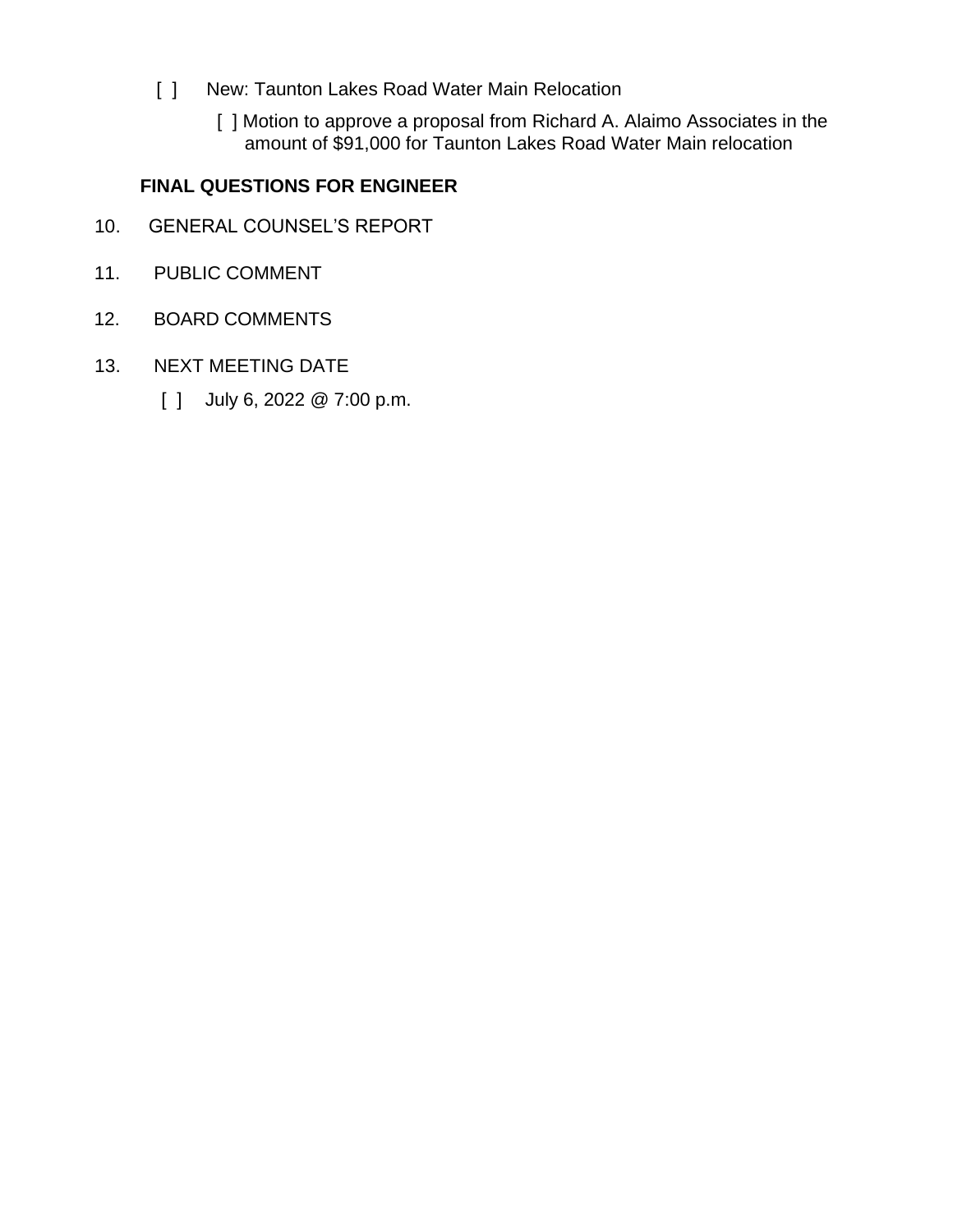[ ] New: Taunton Lakes Road Water Main Relocation

[ ] Motion to approve a proposal from Richard A. Alaimo Associates in the amount of $91,000 for Taunton Lakes Road Water Main relocation

**FINAL QUESTIONS FOR ENGINEER**

10. GENERAL COUNSEL'S REPORT

11. PUBLIC COMMENT

12. BOARD COMMENTS

13. NEXT MEETING DATE

    [ ] July 6, 2022 @ 7:00 p.m.